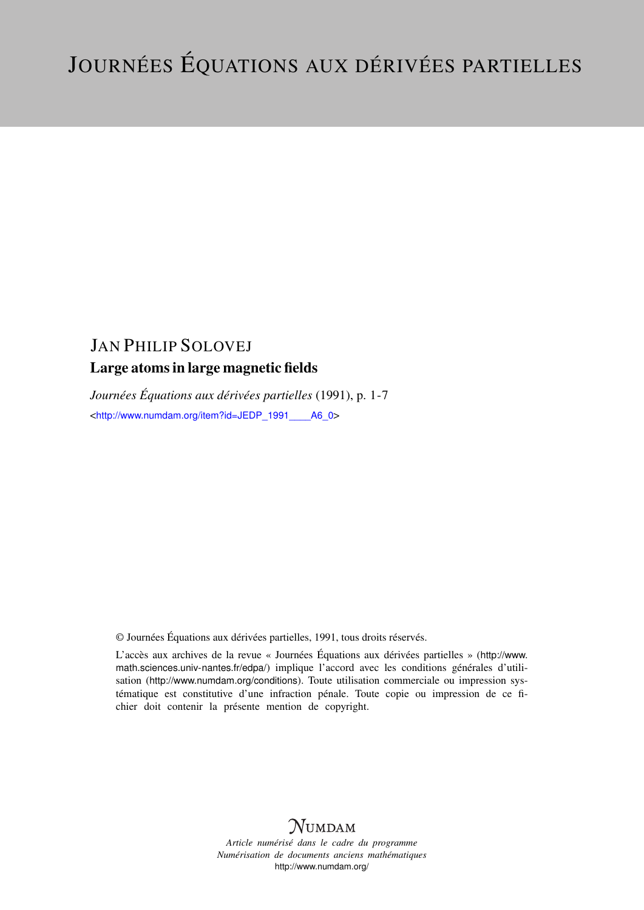# Journées Équations aux dérivées partielles

## Jan Philip Solovej

**Large atoms in large magnetic fields**

*Journées Équations aux dérivées partielles* (1991), p. 1-7

<http://www.numdam.org/item?id=JEDP_1991____A6_0>

© Journées Équations aux dérivées partielles, 1991, tous droits réservés.

L'accès aux archives de la revue « Journées Équations aux dérivées partielles » (http://www.math.sciences.univ-nantes.fr/edpa/) implique l'accord avec les conditions générales d'utilisation (http://www.numdam.org/conditions). Toute utilisation commerciale ou impression systématique est constitutive d'une infraction pénale. Toute copie ou impression de ce fichier doit contenir la présente mention de copyright.

NUMDAM

*Article numérisé dans le cadre du programme*
*Numérisation de documents anciens mathématiques*
http://www.numdam.org/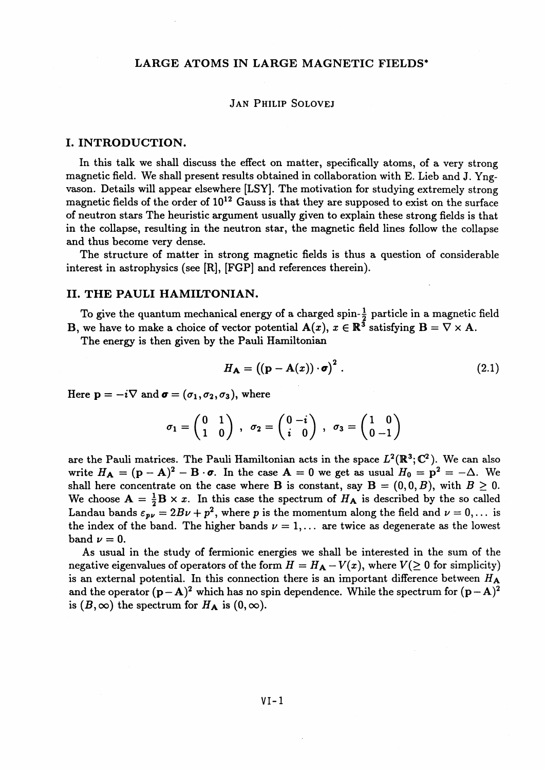# LARGE ATOMS IN LARGE MAGNETIC FIELDS*

JAN PHILIP SOLOVEJ

## I. INTRODUCTION.

In this talk we shall discuss the effect on matter, specifically atoms, of a very strong magnetic field. We shall present results obtained in collaboration with E. Lieb and J. Yngvason. Details will appear elsewhere [LSY]. The motivation for studying extremely strong magnetic fields of the order of $10^{12}$ Gauss is that they are supposed to exist on the surface of neutron stars The heuristic argument usually given to explain these strong fields is that in the collapse, resulting in the neutron star, the magnetic field lines follow the collapse and thus become very dense.

The structure of matter in strong magnetic fields is thus a question of considerable interest in astrophysics (see [R], [FGP] and references therein).

## II. THE PAULI HAMILTONIAN.

To give the quantum mechanical energy of a charged spin-$\frac{1}{2}$ particle in a magnetic field $\mathbf{B}$, we have to make a choice of vector potential $\mathbf{A}(x)$, $x \in \mathbb{R}^3$ satisfying $\mathbf{B} = \nabla \times \mathbf{A}$.

The energy is then given by the Pauli Hamiltonian

$$H_{\mathbf{A}} = \left((\mathbf{p} - \mathbf{A}(x)) \cdot \boldsymbol{\sigma}\right)^2 . \tag{2.1}$$

Here $\mathbf{p} = -i\nabla$ and $\boldsymbol{\sigma} = (\sigma_1, \sigma_2, \sigma_3)$, where

$$\sigma_1 = \begin{pmatrix} 0 & 1 \\ 1 & 0 \end{pmatrix} , \quad \sigma_2 = \begin{pmatrix} 0 & -i \\ i & 0 \end{pmatrix} , \quad \sigma_3 = \begin{pmatrix} 1 & 0 \\ 0 & -1 \end{pmatrix}$$

are the Pauli matrices. The Pauli Hamiltonian acts in the space $L^2(\mathbb{R}^3; \mathbb{C}^2)$. We can also write $H_{\mathbf{A}} = (\mathbf{p} - \mathbf{A})^2 - \mathbf{B} \cdot \boldsymbol{\sigma}$. In the case $\mathbf{A} = 0$ we get as usual $H_0 = \mathbf{p}^2 = -\Delta$. We shall here concentrate on the case where $\mathbf{B}$ is constant, say $\mathbf{B} = (0, 0, B)$, with $B \geq 0$. We choose $\mathbf{A} = \frac{1}{2}\mathbf{B} \times x$. In this case the spectrum of $H_{\mathbf{A}}$ is described by the so called Landau bands $\varepsilon_{p\nu} = 2B\nu + p^2$, where $p$ is the momentum along the field and $\nu = 0, \ldots$ is the index of the band. The higher bands $\nu = 1, \ldots$ are twice as degenerate as the lowest band $\nu = 0$.

As usual in the study of fermionic energies we shall be interested in the sum of the negative eigenvalues of operators of the form $H = H_{\mathbf{A}} - V(x)$, where $V(\geq 0$ for simplicity) is an external potential. In this connection there is an important difference between $H_{\mathbf{A}}$ and the operator $(\mathbf{p} - \mathbf{A})^2$ which has no spin dependence. While the spectrum for $(\mathbf{p} - \mathbf{A})^2$ is $(B, \infty)$ the spectrum for $H_{\mathbf{A}}$ is $(0, \infty)$.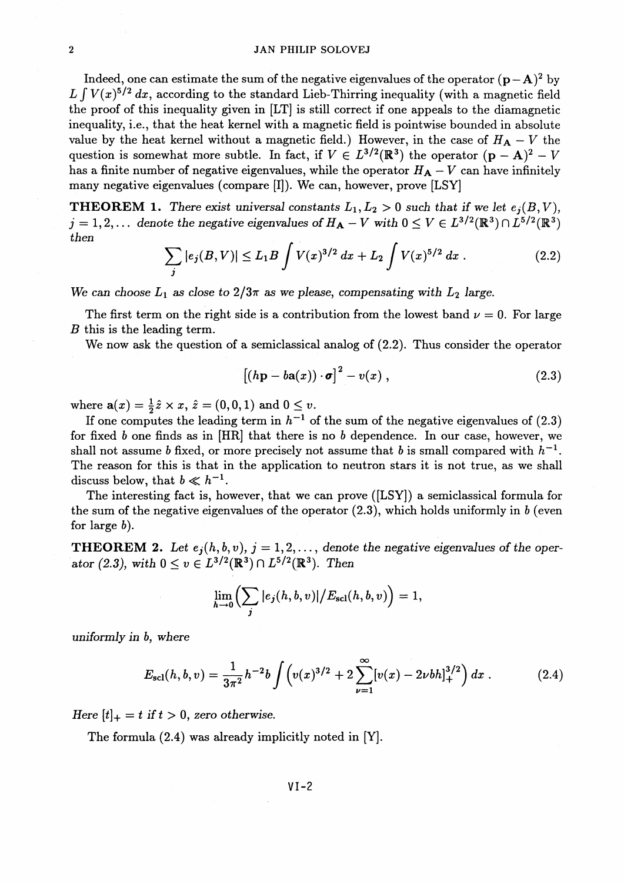Indeed, one can estimate the sum of the negative eigenvalues of the operator $(\mathbf{p}-\mathbf{A})^2$ by $L\int V(x)^{5/2}\,dx$, according to the standard Lieb-Thirring inequality (with a magnetic field the proof of this inequality given in [LT] is still correct if one appeals to the diamagnetic inequality, i.e., that the heat kernel with a magnetic field is pointwise bounded in absolute value by the heat kernel without a magnetic field.) However, in the case of $H_{\mathbf{A}} - V$ the question is somewhat more subtle. In fact, if $V \in L^{3/2}(\mathbb{R}^3)$ the operator $(\mathbf{p}-\mathbf{A})^2 - V$ has a finite number of negative eigenvalues, while the operator $H_{\mathbf{A}} - V$ can have infinitely many negative eigenvalues (compare [I]). We can, however, prove [LSY]

**THEOREM 1.** *There exist universal constants $L_1, L_2 > 0$ such that if we let $e_j(B,V)$, $j = 1,2,\ldots$ denote the negative eigenvalues of $H_{\mathbf{A}} - V$ with $0 \le V \in L^{3/2}(\mathbb{R}^3)\cap L^{5/2}(\mathbb{R}^3)$ then*

$$\sum_j |e_j(B,V)| \le L_1 B \int V(x)^{3/2}\,dx + L_2 \int V(x)^{5/2}\,dx\,. \tag{2.2}$$

*We can choose $L_1$ as close to $2/3\pi$ as we please, compensating with $L_2$ large.*

The first term on the right side is a contribution from the lowest band $\nu = 0$. For large $B$ this is the leading term.

We now ask the question of a semiclassical analog of (2.2). Thus consider the operator

$$\left[(h\mathbf{p} - b\mathbf{a}(x))\cdot\boldsymbol{\sigma}\right]^2 - v(x)\,, \tag{2.3}$$

where $\mathbf{a}(x) = \frac{1}{2}\hat{z}\times x$, $\hat{z} = (0,0,1)$ and $0 \le v$.

If one computes the leading term in $h^{-1}$ of the sum of the negative eigenvalues of (2.3) for fixed $b$ one finds as in [HR] that there is no $b$ dependence. In our case, however, we shall not assume $b$ fixed, or more precisely not assume that $b$ is small compared with $h^{-1}$. The reason for this is that in the application to neutron stars it is not true, as we shall discuss below, that $b \ll h^{-1}$.

The interesting fact is, however, that we can prove ([LSY]) a semiclassical formula for the sum of the negative eigenvalues of the operator (2.3), which holds uniformly in $b$ (even for large $b$).

**THEOREM 2.** *Let $e_j(h,b,v)$, $j = 1,2,\ldots$, denote the negative eigenvalues of the operator (2.3), with $0 \le v \in L^{3/2}(\mathbb{R}^3)\cap L^{5/2}(\mathbb{R}^3)$. Then*

$$\lim_{h\to 0}\Big(\sum_j |e_j(h,b,v)|/E_{\mathrm{scl}}(h,b,v)\Big) = 1,$$

*uniformly in $b$, where*

$$E_{\mathrm{scl}}(h,b,v) = \frac{1}{3\pi^2}h^{-2}b\int\Big(v(x)^{3/2} + 2\sum_{\nu=1}^{\infty}[v(x) - 2\nu bh]_+^{3/2}\Big)\,dx\,. \tag{2.4}$$

*Here $[t]_+ = t$ if $t > 0$, zero otherwise.*

The formula (2.4) was already implicitly noted in [Y].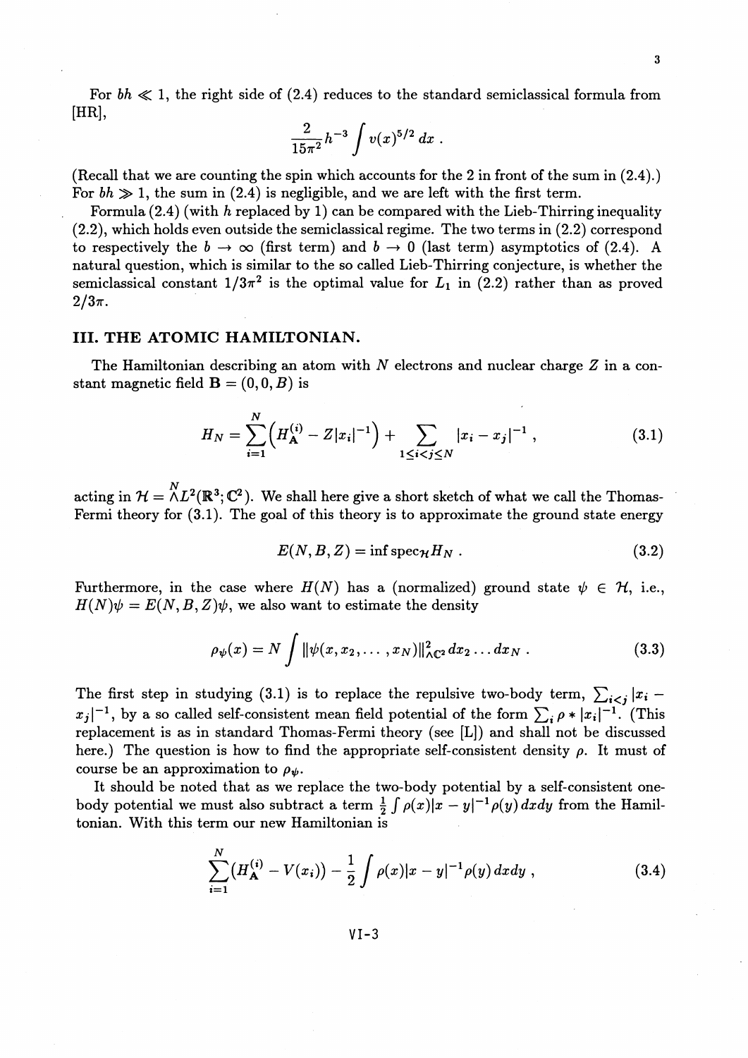For $bh \ll 1$, the right side of (2.4) reduces to the standard semiclassical formula from [HR],

$$\frac{2}{15\pi^2} h^{-3} \int v(x)^{5/2} \, dx \, .$$

(Recall that we are counting the spin which accounts for the 2 in front of the sum in (2.4).) For $bh \gg 1$, the sum in (2.4) is negligible, and we are left with the first term.

Formula (2.4) (with $h$ replaced by 1) can be compared with the Lieb-Thirring inequality (2.2), which holds even outside the semiclassical regime. The two terms in (2.2) correspond to respectively the $b \to \infty$ (first term) and $b \to 0$ (last term) asymptotics of (2.4). A natural question, which is similar to the so called Lieb-Thirring conjecture, is whether the semiclassical constant $1/3\pi^2$ is the optimal value for $L_1$ in (2.2) rather than as proved $2/3\pi$.

## III. THE ATOMIC HAMILTONIAN.

The Hamiltonian describing an atom with $N$ electrons and nuclear charge $Z$ in a constant magnetic field $\mathbf{B} = (0, 0, B)$ is

$$H_N = \sum_{i=1}^{N} \left( H_{\mathbf{A}}^{(i)} - Z|x_i|^{-1} \right) + \sum_{1 \le i < j \le N} |x_i - x_j|^{-1} \, , \tag{3.1}$$

acting in $\mathcal{H} = \bigwedge^N L^2(\mathbb{R}^3; \mathbb{C}^2)$. We shall here give a short sketch of what we call the Thomas-Fermi theory for (3.1). The goal of this theory is to approximate the ground state energy

$$E(N, B, Z) = \inf \text{spec}_{\mathcal{H}} H_N \, . \tag{3.2}$$

Furthermore, in the case where $H(N)$ has a (normalized) ground state $\psi \in \mathcal{H}$, i.e., $H(N)\psi = E(N, B, Z)\psi$, we also want to estimate the density

$$\rho_\psi(x) = N \int \|\psi(x, x_2, \ldots, x_N)\|^2_{\wedge \mathbb{C}^2} dx_2 \ldots dx_N \, . \tag{3.3}$$

The first step in studying (3.1) is to replace the repulsive two-body term, $\sum_{i<j} |x_i - x_j|^{-1}$, by a so called self-consistent mean field potential of the form $\sum_i \rho * |x_i|^{-1}$. (This replacement is as in standard Thomas-Fermi theory (see [L]) and shall not be discussed here.) The question is how to find the appropriate self-consistent density $\rho$. It must of course be an approximation to $\rho_\psi$.

It should be noted that as we replace the two-body potential by a self-consistent one-body potential we must also subtract a term $\frac{1}{2} \int \rho(x)|x - y|^{-1} \rho(y) \, dx dy$ from the Hamiltonian. With this term our new Hamiltonian is

$$\sum_{i=1}^{N} (H_{\mathbf{A}}^{(i)} - V(x_i)) - \frac{1}{2} \int \rho(x)|x - y|^{-1} \rho(y) \, dx dy \, , \tag{3.4}$$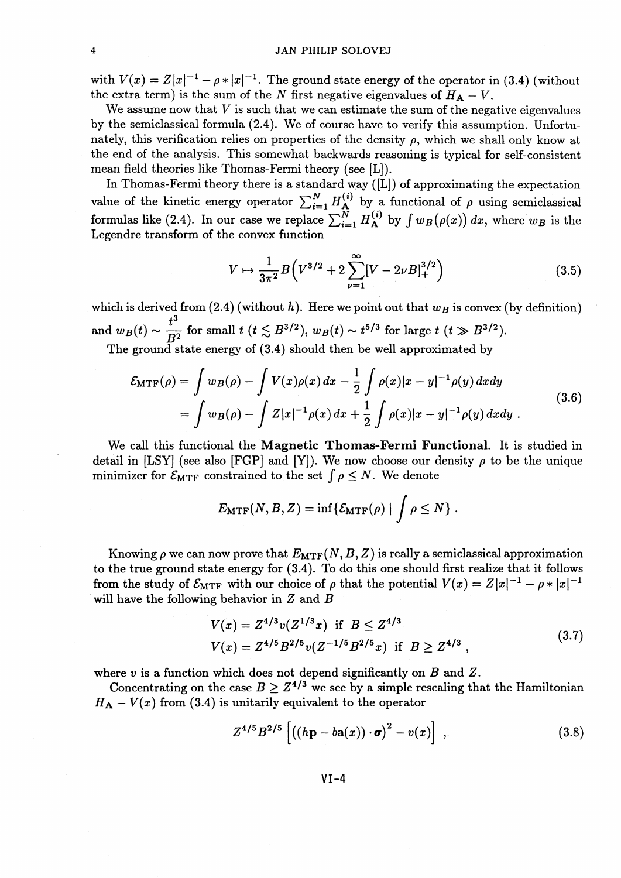with $V(x) = Z|x|^{-1} - \rho * |x|^{-1}$. The ground state energy of the operator in (3.4) (without the extra term) is the sum of the $N$ first negative eigenvalues of $H_{\mathbf{A}} - V$.

We assume now that $V$ is such that we can estimate the sum of the negative eigenvalues by the semiclassical formula (2.4). We of course have to verify this assumption. Unfortunately, this verification relies on properties of the density $\rho$, which we shall only know at the end of the analysis. This somewhat backwards reasoning is typical for self-consistent mean field theories like Thomas-Fermi theory (see [L]).

In Thomas-Fermi theory there is a standard way ([L]) of approximating the expectation value of the kinetic energy operator $\sum_{i=1}^{N} H_{\mathbf{A}}^{(i)}$ by a functional of $\rho$ using semiclassical formulas like (2.4). In our case we replace $\sum_{i=1}^{N} H_{\mathbf{A}}^{(i)}$ by $\int w_B(\rho(x))\,dx$, where $w_B$ is the Legendre transform of the convex function

$$V \mapsto \frac{1}{3\pi^2} B\Big(V^{3/2} + 2\sum_{\nu=1}^{\infty}[V - 2\nu B]_+^{3/2}\Big) \tag{3.5}$$

which is derived from (2.4) (without $h$). Here we point out that $w_B$ is convex (by definition) and $w_B(t) \sim \dfrac{t^3}{B^2}$ for small $t$ ($t \lesssim B^{3/2}$), $w_B(t) \sim t^{5/3}$ for large $t$ ($t \gg B^{3/2}$).

The ground state energy of (3.4) should then be well approximated by

$$\begin{aligned}
\mathcal{E}_{\mathrm{MTF}}(\rho) &= \int w_B(\rho) - \int V(x)\rho(x)\,dx - \frac{1}{2}\int \rho(x)|x-y|^{-1}\rho(y)\,dxdy \\
&= \int w_B(\rho) - \int Z|x|^{-1}\rho(x)\,dx + \frac{1}{2}\int \rho(x)|x-y|^{-1}\rho(y)\,dxdy\ .
\end{aligned} \tag{3.6}$$

We call this functional the **Magnetic Thomas-Fermi Functional**. It is studied in detail in [LSY] (see also [FGP] and [Y]). We now choose our density $\rho$ to be the unique minimizer for $\mathcal{E}_{\mathrm{MTF}}$ constrained to the set $\int \rho \le N$. We denote

$$E_{\mathrm{MTF}}(N, B, Z) = \inf\{\mathcal{E}_{\mathrm{MTF}}(\rho) \mid \int \rho \le N\}\ .$$

Knowing $\rho$ we can now prove that $E_{\mathrm{MTF}}(N, B, Z)$ is really a semiclassical approximation to the true ground state energy for (3.4). To do this one should first realize that it follows from the study of $\mathcal{E}_{\mathrm{MTF}}$ with our choice of $\rho$ that the potential $V(x) = Z|x|^{-1} - \rho * |x|^{-1}$ will have the following behavior in $Z$ and $B$

$$\begin{aligned}
V(x) &= Z^{4/3}v(Z^{1/3}x) \ \text{ if } B \le Z^{4/3} \\
V(x) &= Z^{4/5}B^{2/5}v(Z^{-1/5}B^{2/5}x) \ \text{ if } B \ge Z^{4/3}\ ,
\end{aligned} \tag{3.7}$$

where $v$ is a function which does not depend significantly on $B$ and $Z$.

Concentrating on the case $B \ge Z^{4/3}$ we see by a simple rescaling that the Hamiltonian $H_{\mathbf{A}} - V(x)$ from (3.4) is unitarily equivalent to the operator

$$Z^{4/5}B^{2/5}\left[\big((h\mathbf{p} - b\mathbf{a}(x))\cdot\boldsymbol{\sigma}\big)^2 - v(x)\right]\ , \tag{3.8}$$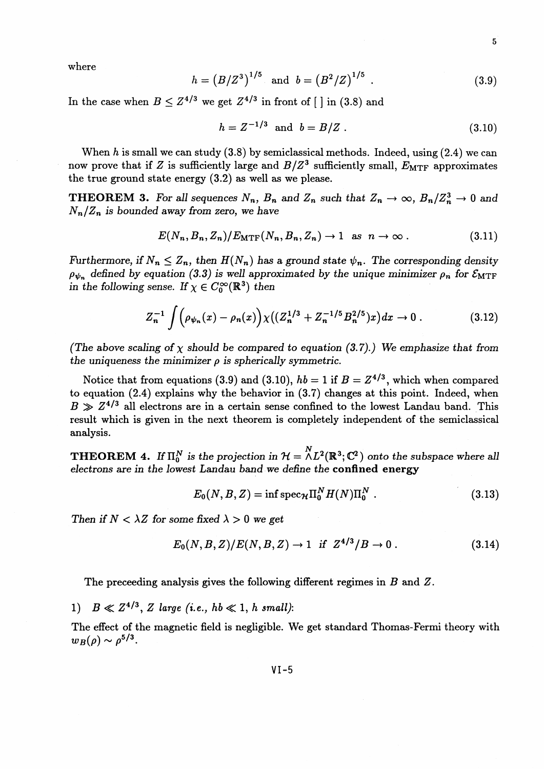where

$$h = \left(B/Z^3\right)^{1/5} \text{ and } b = \left(B^2/Z\right)^{1/5} . \tag{3.9}$$

In the case when $B \leq Z^{4/3}$ we get $Z^{4/3}$ in front of [ ] in (3.8) and

$$h = Z^{-1/3} \text{ and } b = B/Z . \tag{3.10}$$

When $h$ is small we can study (3.8) by semiclassical methods. Indeed, using (2.4) we can now prove that if $Z$ is sufficiently large and $B/Z^3$ sufficiently small, $E_{\text{MTF}}$ approximates the true ground state energy (3.2) as well as we please.

**THEOREM 3.** *For all sequences $N_n$, $B_n$ and $Z_n$ such that $Z_n \to \infty$, $B_n/Z_n^3 \to 0$ and $N_n/Z_n$ is bounded away from zero, we have*

$$E(N_n, B_n, Z_n)/E_{\text{MTF}}(N_n, B_n, Z_n) \to 1 \text{ as } n \to \infty . \tag{3.11}$$

*Furthermore, if $N_n \leq Z_n$, then $H(N_n)$ has a ground state $\psi_n$. The corresponding density $\rho_{\psi_n}$ defined by equation (3.3) is well approximated by the unique minimizer $\rho_n$ for $\mathcal{E}_{\text{MTF}}$ in the following sense. If $\chi \in C_0^\infty(\mathbb{R}^3)$ then*

$$Z_n^{-1} \int \left(\rho_{\psi_n}(x) - \rho_n(x)\right) \chi\left((Z_n^{1/3} + Z_n^{-1/5} B_n^{2/5})x\right) dx \to 0 . \tag{3.12}$$

*(The above scaling of $\chi$ should be compared to equation (3.7).) We emphasize that from the uniqueness the minimizer $\rho$ is spherically symmetric.*

Notice that from equations (3.9) and (3.10), $hb = 1$ if $B = Z^{4/3}$, which when compared to equation (2.4) explains why the behavior in (3.7) changes at this point. Indeed, when $B \gg Z^{4/3}$ all electrons are in a certain sense confined to the lowest Landau band. This result which is given in the next theorem is completely independent of the semiclassical analysis.

**THEOREM 4.** *If $\Pi_0^N$ is the projection in $\mathcal{H} = \bigwedge^N L^2(\mathbb{R}^3; \mathbb{C}^2)$ onto the subspace where all electrons are in the lowest Landau band we define the* **confined energy**

$$E_0(N, B, Z) = \inf \operatorname{spec}_{\mathcal{H}} \Pi_0^N H(N) \Pi_0^N . \tag{3.13}$$

*Then if $N < \lambda Z$ for some fixed $\lambda > 0$ we get*

$$E_0(N, B, Z)/E(N, B, Z) \to 1 \text{ if } Z^{4/3}/B \to 0 . \tag{3.14}$$

The preceeding analysis gives the following different regimes in $B$ and $Z$.

1) *$B \ll Z^{4/3}$, $Z$ large (i.e., $hb \ll 1$, $h$ small):*

The effect of the magnetic field is negligible. We get standard Thomas-Fermi theory with $w_B(\rho) \sim \rho^{5/3}$.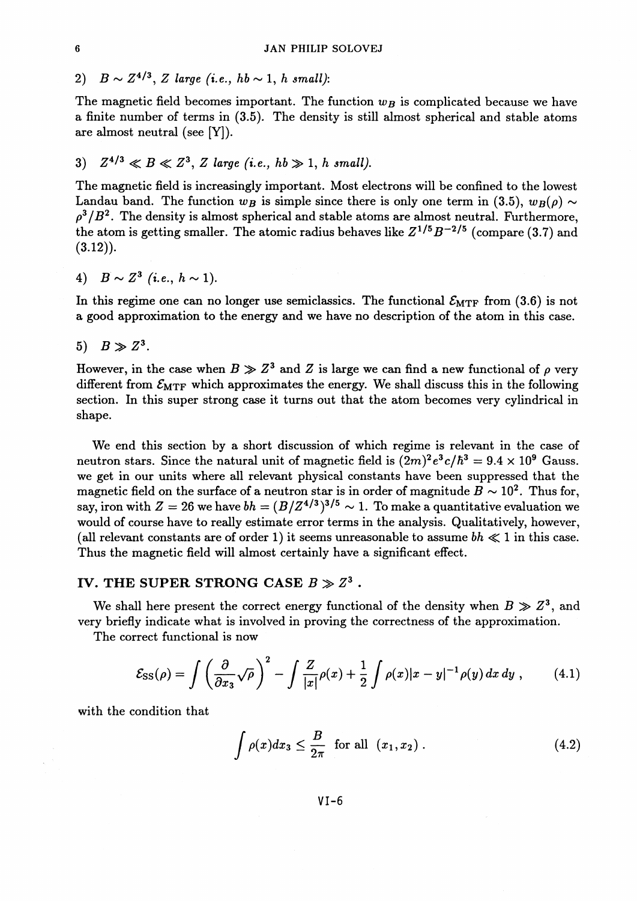2) $B \sim Z^{4/3}$, $Z$ *large (i.e., $hb \sim 1$, $h$ small)*:

The magnetic field becomes important. The function $w_B$ is complicated because we have a finite number of terms in (3.5). The density is still almost spherical and stable atoms are almost neutral (see [Y]).

3) $Z^{4/3} \ll B \ll Z^3$, $Z$ *large (i.e., $hb \gg 1$, $h$ small)*.

The magnetic field is increasingly important. Most electrons will be confined to the lowest Landau band. The function $w_B$ is simple since there is only one term in (3.5), $w_B(\rho) \sim \rho^3/B^2$. The density is almost spherical and stable atoms are almost neutral. Furthermore, the atom is getting smaller. The atomic radius behaves like $Z^{1/5}B^{-2/5}$ (compare (3.7) and (3.12)).

4) $B \sim Z^3$ *(i.e., $h \sim 1$)*.

In this regime one can no longer use semiclassics. The functional $\mathcal{E}_{\mathrm{MTF}}$ from (3.6) is not a good approximation to the energy and we have no description of the atom in this case.

5) $B \gg Z^3$.

However, in the case when $B \gg Z^3$ and $Z$ is large we can find a new functional of $\rho$ very different from $\mathcal{E}_{\mathrm{MTF}}$ which approximates the energy. We shall discuss this in the following section. In this super strong case it turns out that the atom becomes very cylindrical in shape.

We end this section by a short discussion of which regime is relevant in the case of neutron stars. Since the natural unit of magnetic field is $(2m)^2e^3c/\hbar^3 = 9.4 \times 10^9$ Gauss. we get in our units where all relevant physical constants have been suppressed that the magnetic field on the surface of a neutron star is in order of magnitude $B \sim 10^2$. Thus for, say, iron with $Z = 26$ we have $bh = (B/Z^{4/3})^{3/5} \sim 1$. To make a quantitative evaluation we would of course have to really estimate error terms in the analysis. Qualitatively, however, (all relevant constants are of order 1) it seems unreasonable to assume $bh \ll 1$ in this case. Thus the magnetic field will almost certainly have a significant effect.

## IV. THE SUPER STRONG CASE $B \gg Z^3$ .

We shall here present the correct energy functional of the density when $B \gg Z^3$, and very briefly indicate what is involved in proving the correctness of the approximation.

The correct functional is now

$$\mathcal{E}_{\mathrm{SS}}(\rho) = \int \left(\frac{\partial}{\partial x_3}\sqrt{\rho}\right)^2 - \int \frac{Z}{|x|}\rho(x) + \frac{1}{2}\int \rho(x)|x-y|^{-1}\rho(y)\,dx\,dy\;, \tag{4.1}$$

with the condition that

$$\int \rho(x)dx_3 \leq \frac{B}{2\pi} \quad \text{for all} \;\; (x_1, x_2)\;. \tag{4.2}$$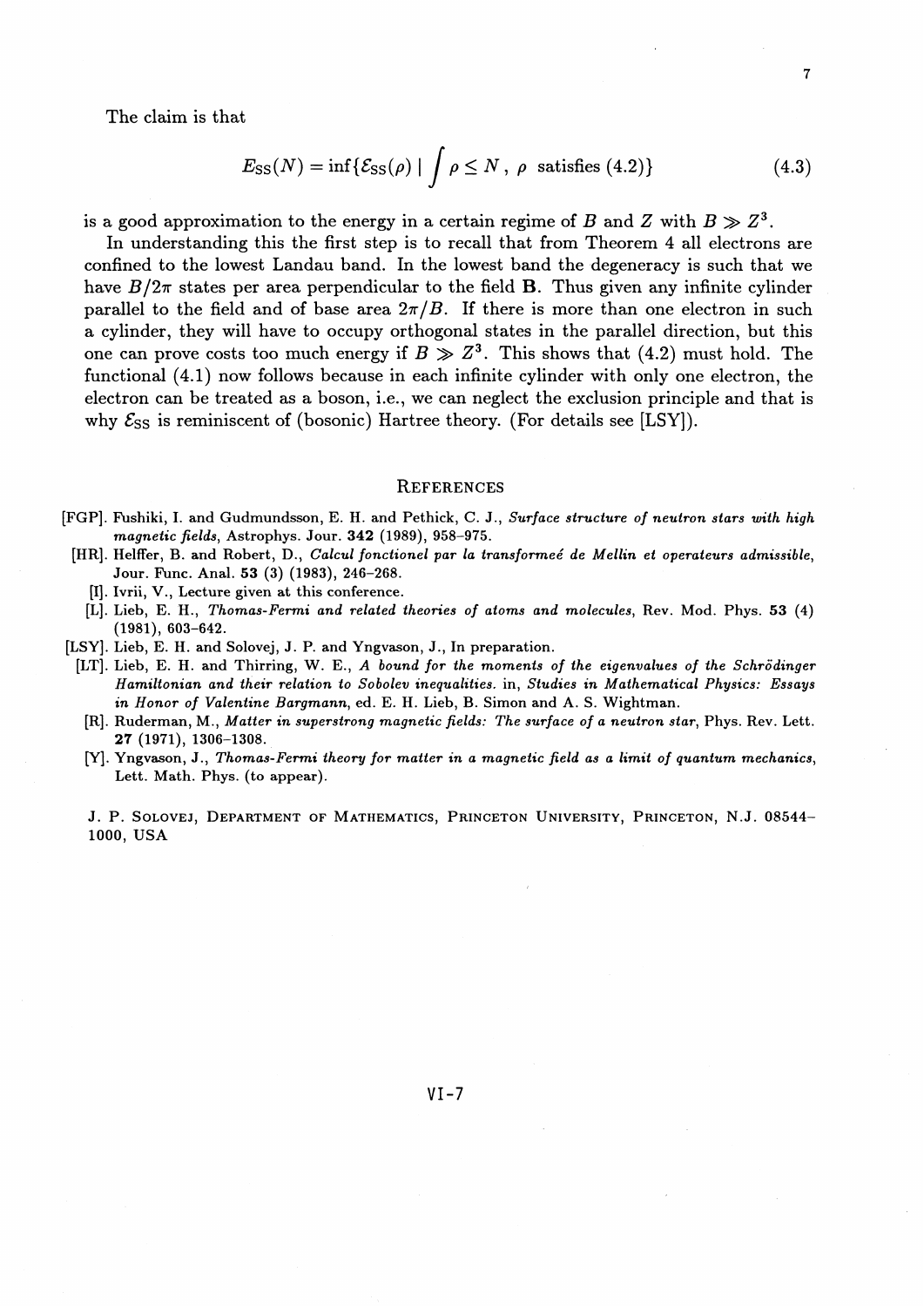The claim is that

$$E_{\text{SS}}(N) = \inf\{\mathcal{E}_{\text{SS}}(\rho) \mid \int \rho \leq N\,,\ \rho \text{ satisfies (4.2)}\} \tag{4.3}$$

is a good approximation to the energy in a certain regime of $B$ and $Z$ with $B \gg Z^3$.

In understanding this the first step is to recall that from Theorem 4 all electrons are confined to the lowest Landau band. In the lowest band the degeneracy is such that we have $B/2\pi$ states per area perpendicular to the field $\mathbf{B}$. Thus given any infinite cylinder parallel to the field and of base area $2\pi/B$. If there is more than one electron in such a cylinder, they will have to occupy orthogonal states in the parallel direction, but this one can prove costs too much energy if $B \gg Z^3$. This shows that (4.2) must hold. The functional (4.1) now follows because in each infinite cylinder with only one electron, the electron can be treated as a boson, i.e., we can neglect the exclusion principle and that is why $\mathcal{E}_{\text{SS}}$ is reminiscent of (bosonic) Hartree theory. (For details see [LSY]).

## References

[FGP]. Fushiki, I. and Gudmundsson, E. H. and Pethick, C. J., *Surface structure of neutron stars with high magnetic fields*, Astrophys. Jour. **342** (1989), 958–975.

[HR]. Helffer, B. and Robert, D., *Calcul fonctionel par la transformeé de Mellin et operateurs admissible*, Jour. Func. Anal. **53** (3) (1983), 246–268.

[I]. Ivrii, V., Lecture given at this conference.

[L]. Lieb, E. H., *Thomas-Fermi and related theories of atoms and molecules*, Rev. Mod. Phys. **53** (4) (1981), 603–642.

[LSY]. Lieb, E. H. and Solovej, J. P. and Yngvason, J., In preparation.

[LT]. Lieb, E. H. and Thirring, W. E., *A bound for the moments of the eigenvalues of the Schrödinger Hamiltonian and their relation to Sobolev inequalities.* in, *Studies in Mathematical Physics: Essays in Honor of Valentine Bargmann*, ed. E. H. Lieb, B. Simon and A. S. Wightman.

[R]. Ruderman, M., *Matter in superstrong magnetic fields: The surface of a neutron star*, Phys. Rev. Lett. **27** (1971), 1306–1308.

[Y]. Yngvason, J., *Thomas-Fermi theory for matter in a magnetic field as a limit of quantum mechanics*, Lett. Math. Phys. (to appear).

J. P. Solovej, Department of Mathematics, Princeton University, Princeton, N.J. 08544–1000, USA